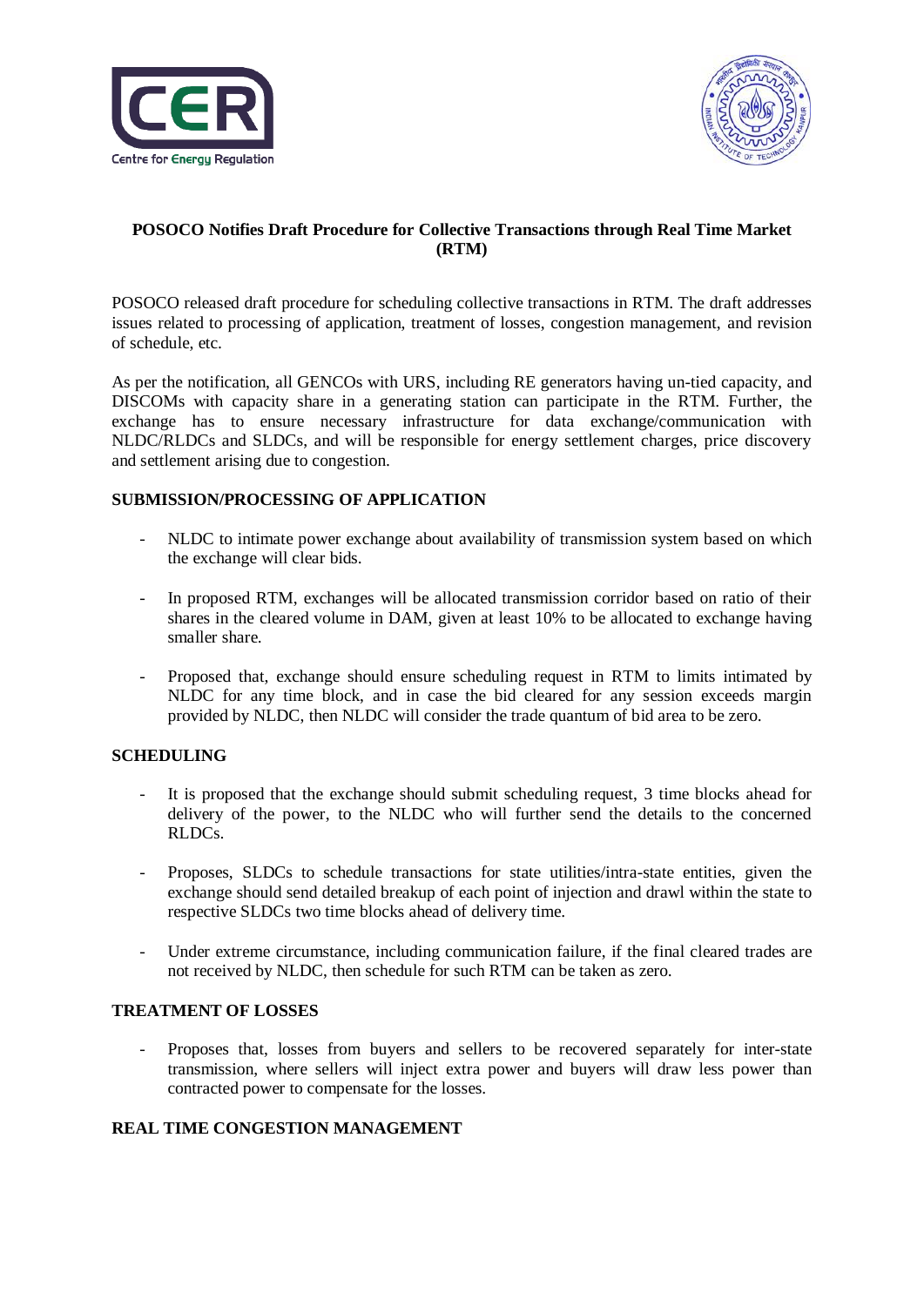# POSOCO Notifies Draft Procedure for Collective Transactions through Real Time Market (RTM)

POSOCO released draft procedure for scheduling collective transactions in RTM. The draft addresses issues related to processing of application, treatment of losses, congestion management, and revision of schedule, etc.

As per the notification, all GENCOs with URS, including RE generators having un-tied capacity, and DISCOMs with capacity share in a generating station can participate in the RTM. Further, the exchange has to ensure necessary infrastructure for data exchange/communication with NLDC/RLDCs and SLDCs, and will be responsible for energy settlement charges, price discovery and settlement arising due to congestion.

## SUBMISSION/PROCESSING OF APPLICATION

- NLDC to intimate power exchange about availability of transmission system based on which the exchange will clear bids.
- In proposed RTM, exchanges will be allocated transmission corridor based on ratio of their shares in the cleared volume in DAM, given at least 10% to be allocated to exchange having smaller share.
- Proposed that, exchange should ensure scheduling request in RTM to limits intimated by NLDC for any time block, and in case the bid cleared for any session exceeds margin provided by NLDC, then NLDC will consider the trade quantum of bid area to be zero.

## SCHEDULING

- It is proposed that the exchange should submit scheduling request, 3 time blocks ahead for delivery of the power, to the NLDC who will further send the details to the concerned RLDCs.
- Proposes, SLDCs to schedule transactions for state utilities/intra-state entities, given the exchange should send detailed breakup of each point of injection and drawl within the state to respective SLDCs two time blocks ahead of delivery time.
- Under extreme circumstance, including communication failure, if the final cleared trades are not received by NLDC, then schedule for such RTM can be taken as zero.

## TREATMENT OF LOSSES

- Proposes that, losses from buyers and sellers to be recovered separately for inter-state transmission, where sellers will inject extra power and buyers will draw less power than contracted power to compensate for the losses.

## REAL TIME CONGESTION MANAGEMENT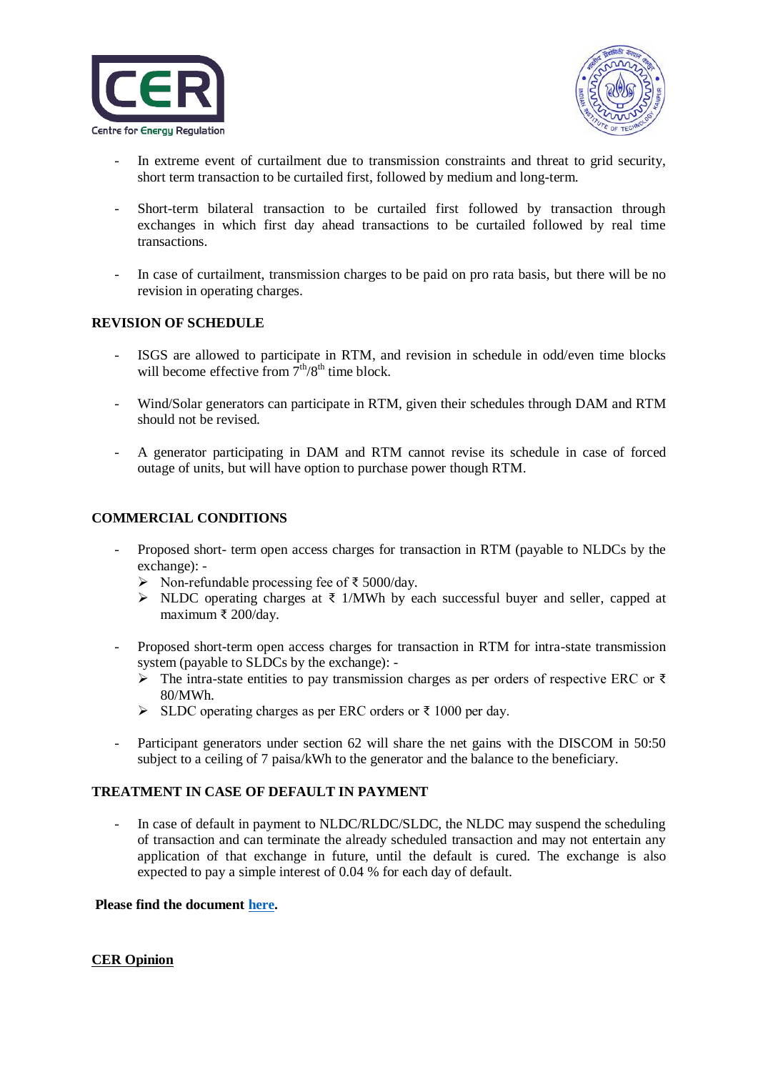- In extreme event of curtailment due to transmission constraints and threat to grid security, short term transaction to be curtailed first, followed by medium and long-term.

- Short-term bilateral transaction to be curtailed first followed by transaction through exchanges in which first day ahead transactions to be curtailed followed by real time transactions.

- In case of curtailment, transmission charges to be paid on pro rata basis, but there will be no revision in operating charges.

**REVISION OF SCHEDULE**

- ISGS are allowed to participate in RTM, and revision in schedule in odd/even time blocks will become effective from 7th/8th time block.

- Wind/Solar generators can participate in RTM, given their schedules through DAM and RTM should not be revised.

- A generator participating in DAM and RTM cannot revise its schedule in case of forced outage of units, but will have option to purchase power though RTM.

**COMMERCIAL CONDITIONS**

- Proposed short- term open access charges for transaction in RTM (payable to NLDCs by the exchange): -
  - Non-refundable processing fee of ₹ 5000/day.
  - NLDC operating charges at ₹ 1/MWh by each successful buyer and seller, capped at maximum ₹ 200/day.

- Proposed short-term open access charges for transaction in RTM for intra-state transmission system (payable to SLDCs by the exchange): -
  - The intra-state entities to pay transmission charges as per orders of respective ERC or ₹ 80/MWh.
  - SLDC operating charges as per ERC orders or ₹ 1000 per day.

- Participant generators under section 62 will share the net gains with the DISCOM in 50:50 subject to a ceiling of 7 paisa/kWh to the generator and the balance to the beneficiary.

**TREATMENT IN CASE OF DEFAULT IN PAYMENT**

- In case of default in payment to NLDC/RLDC/SLDC, the NLDC may suspend the scheduling of transaction and can terminate the already scheduled transaction and may not entertain any application of that exchange in future, until the default is cured. The exchange is also expected to pay a simple interest of 0.04 % for each day of default.

**Please find the document here.**

**CER Opinion**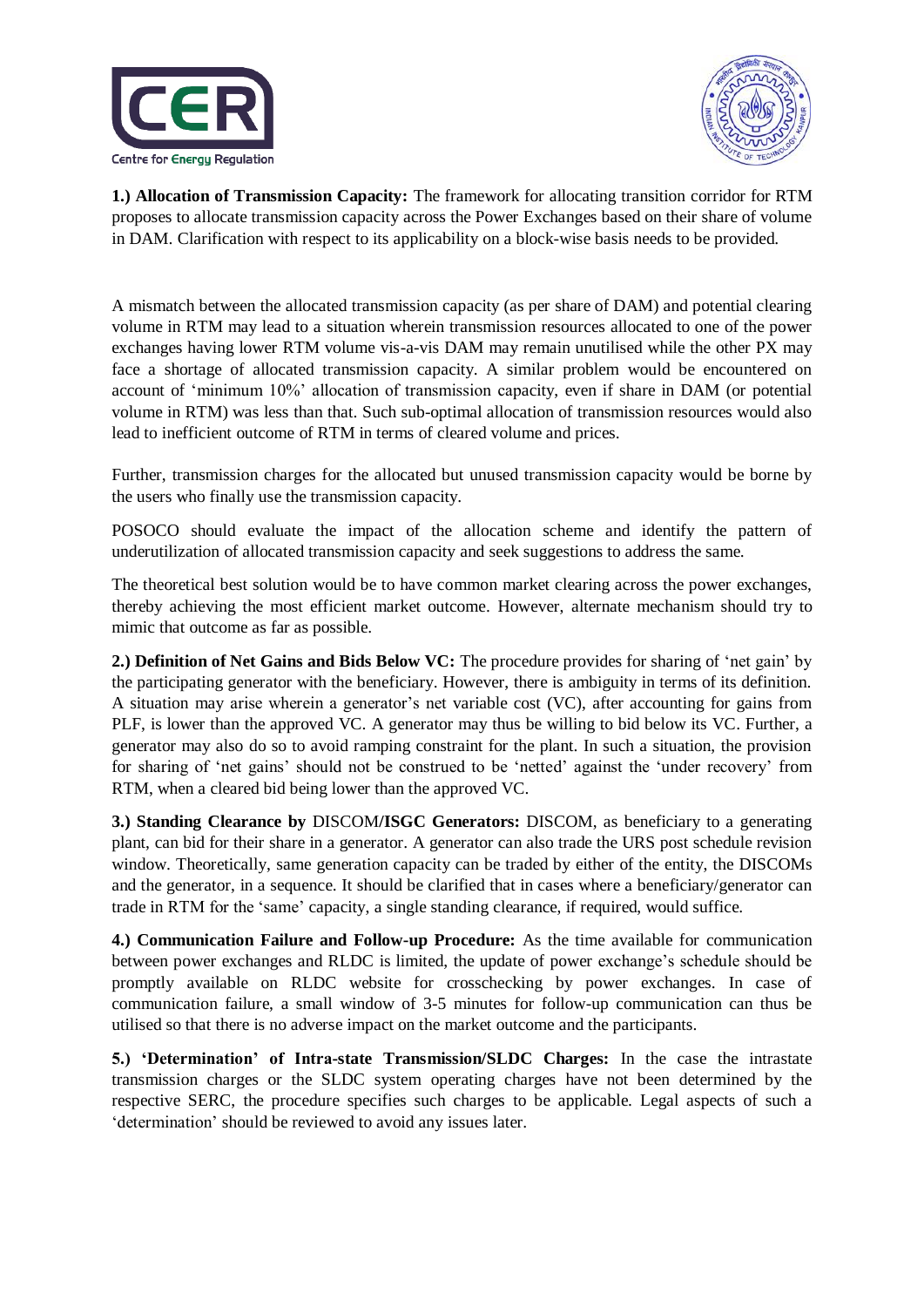**1.) Allocation of Transmission Capacity:** The framework for allocating transition corridor for RTM proposes to allocate transmission capacity across the Power Exchanges based on their share of volume in DAM. Clarification with respect to its applicability on a block-wise basis needs to be provided.

A mismatch between the allocated transmission capacity (as per share of DAM) and potential clearing volume in RTM may lead to a situation wherein transmission resources allocated to one of the power exchanges having lower RTM volume vis-a-vis DAM may remain unutilised while the other PX may face a shortage of allocated transmission capacity. A similar problem would be encountered on account of 'minimum 10%' allocation of transmission capacity, even if share in DAM (or potential volume in RTM) was less than that. Such sub-optimal allocation of transmission resources would also lead to inefficient outcome of RTM in terms of cleared volume and prices.

Further, transmission charges for the allocated but unused transmission capacity would be borne by the users who finally use the transmission capacity.

POSOCO should evaluate the impact of the allocation scheme and identify the pattern of underutilization of allocated transmission capacity and seek suggestions to address the same.

The theoretical best solution would be to have common market clearing across the power exchanges, thereby achieving the most efficient market outcome. However, alternate mechanism should try to mimic that outcome as far as possible.

**2.) Definition of Net Gains and Bids Below VC:** The procedure provides for sharing of 'net gain' by the participating generator with the beneficiary. However, there is ambiguity in terms of its definition. A situation may arise wherein a generator's net variable cost (VC), after accounting for gains from PLF, is lower than the approved VC. A generator may thus be willing to bid below its VC. Further, a generator may also do so to avoid ramping constraint for the plant. In such a situation, the provision for sharing of 'net gains' should not be construed to be 'netted' against the 'under recovery' from RTM, when a cleared bid being lower than the approved VC.

**3.) Standing Clearance by** DISCOM/**ISGC Generators:** DISCOM, as beneficiary to a generating plant, can bid for their share in a generator. A generator can also trade the URS post schedule revision window. Theoretically, same generation capacity can be traded by either of the entity, the DISCOMs and the generator, in a sequence. It should be clarified that in cases where a beneficiary/generator can trade in RTM for the 'same' capacity, a single standing clearance, if required, would suffice.

**4.) Communication Failure and Follow-up Procedure:** As the time available for communication between power exchanges and RLDC is limited, the update of power exchange's schedule should be promptly available on RLDC website for crosschecking by power exchanges. In case of communication failure, a small window of 3-5 minutes for follow-up communication can thus be utilised so that there is no adverse impact on the market outcome and the participants.

**5.) 'Determination' of Intra-state Transmission/SLDC Charges:** In the case the intrastate transmission charges or the SLDC system operating charges have not been determined by the respective SERC, the procedure specifies such charges to be applicable. Legal aspects of such a 'determination' should be reviewed to avoid any issues later.